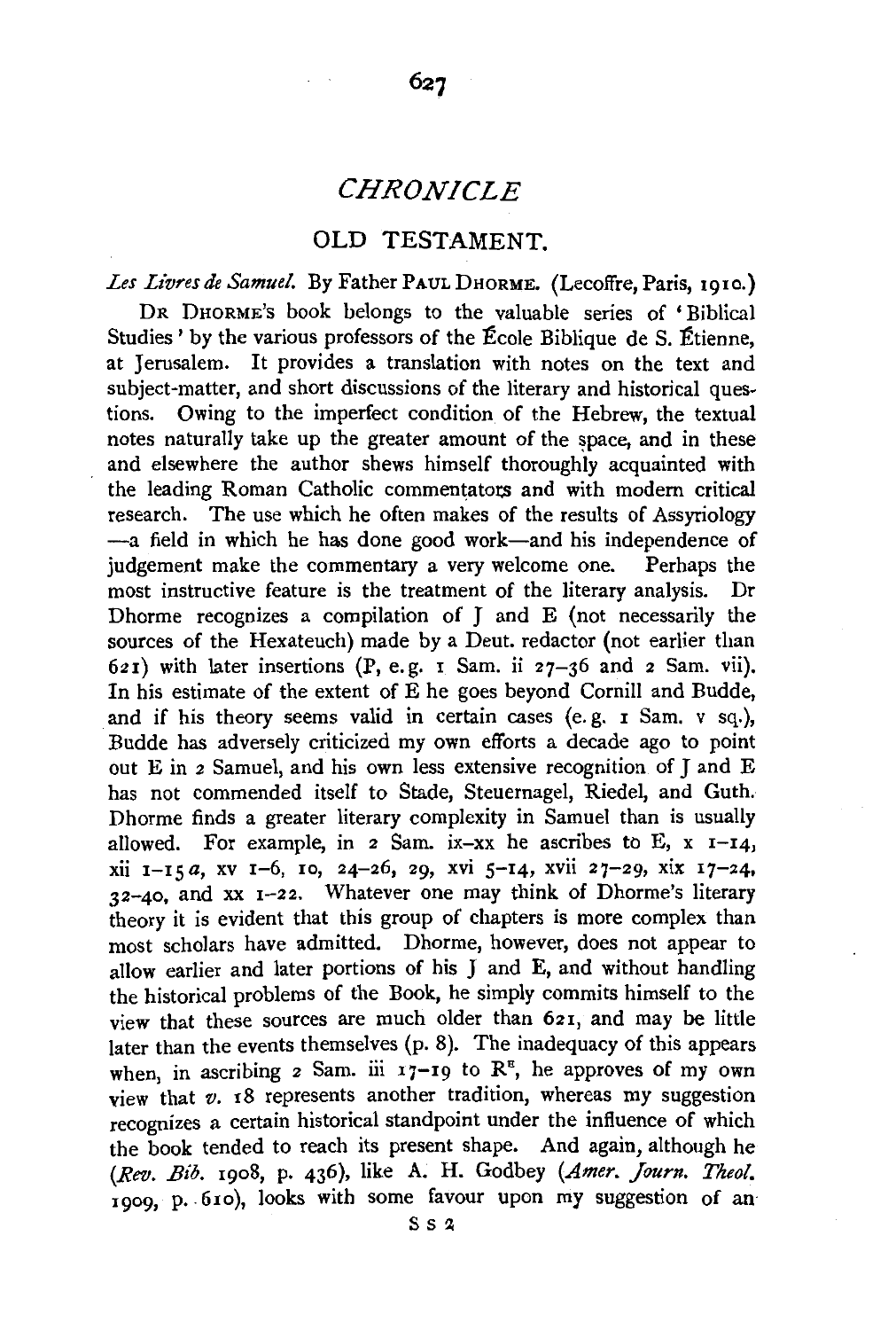# CHRONICLE

## OLD TESTAMENT.

*Les Livres de Samuel.* By Father PAUL DHORME. (Lecoffre, Paris, 1910.)

DR DHORME'S book belongs to the valuable series of 'Biblical Studies' by the various professors of the École Biblique de S. Étienne, at Jerusalem. It provides a translation with notes on the text and subject-matter, and short discussions of the literary and historical questions. Owing to the imperfect condition of the Hebrew, the textual notes naturally take up the greater amount of the space, and in these and elsewhere the author shews himself thoroughly acquainted with the leading Roman Catholic commentators and with modern critical research. The use which he often makes of the results of Assyriology —a field in which he has done good work—and his independence of judgement make the commentary a very welcome one. Perhaps the most instructive feature is the treatment of the literary analysis. Dr Dhorme recognizes a compilation of J and E (not necessarily the sources of the Hexateuch) made by a Deut. redactor (not earlier than 621) with later insertions (P, e.g. 1 Sam. ii 27–36 and 2 Sam. vii). In his estimate of the extent of E he goes beyond Cornill and Budde, and if his theory seems valid in certain cases (e.g. 1 Sam. v sq.), Budde has adversely criticized my own efforts a decade ago to point out E in 2 Samuel, and his own less extensive recognition of J and E has not commended itself to Stade, Steuernagel, Riedel, and Guth. Dhorme finds a greater literary complexity in Samuel than is usually allowed. For example, in 2 Sam. ix–xx he ascribes to E, x 1–14, xii 1–15 *a*, xv 1–6, 10, 24–26, 29, xvi 5–14, xvii 27–29, xix 17–24, 32–40, and xx 1–22. Whatever one may think of Dhorme's literary theory it is evident that this group of chapters is more complex than most scholars have admitted. Dhorme, however, does not appear to allow earlier and later portions of his J and E, and without handling the historical problems of the Book, he simply commits himself to the view that these sources are much older than 621, and may be little later than the events themselves (p. 8). The inadequacy of this appears when, in ascribing 2 Sam. iii 17–19 to $R^{E}$, he approves of my own view that *v.* 18 represents another tradition, whereas my suggestion recognizes a certain historical standpoint under the influence of which the book tended to reach its present shape. And again, although he (*Rev. Bib.* 1908, p. 436), like A. H. Godbey (*Amer. Journ. Theol.* 1909, p. 610), looks with some favour upon my suggestion of an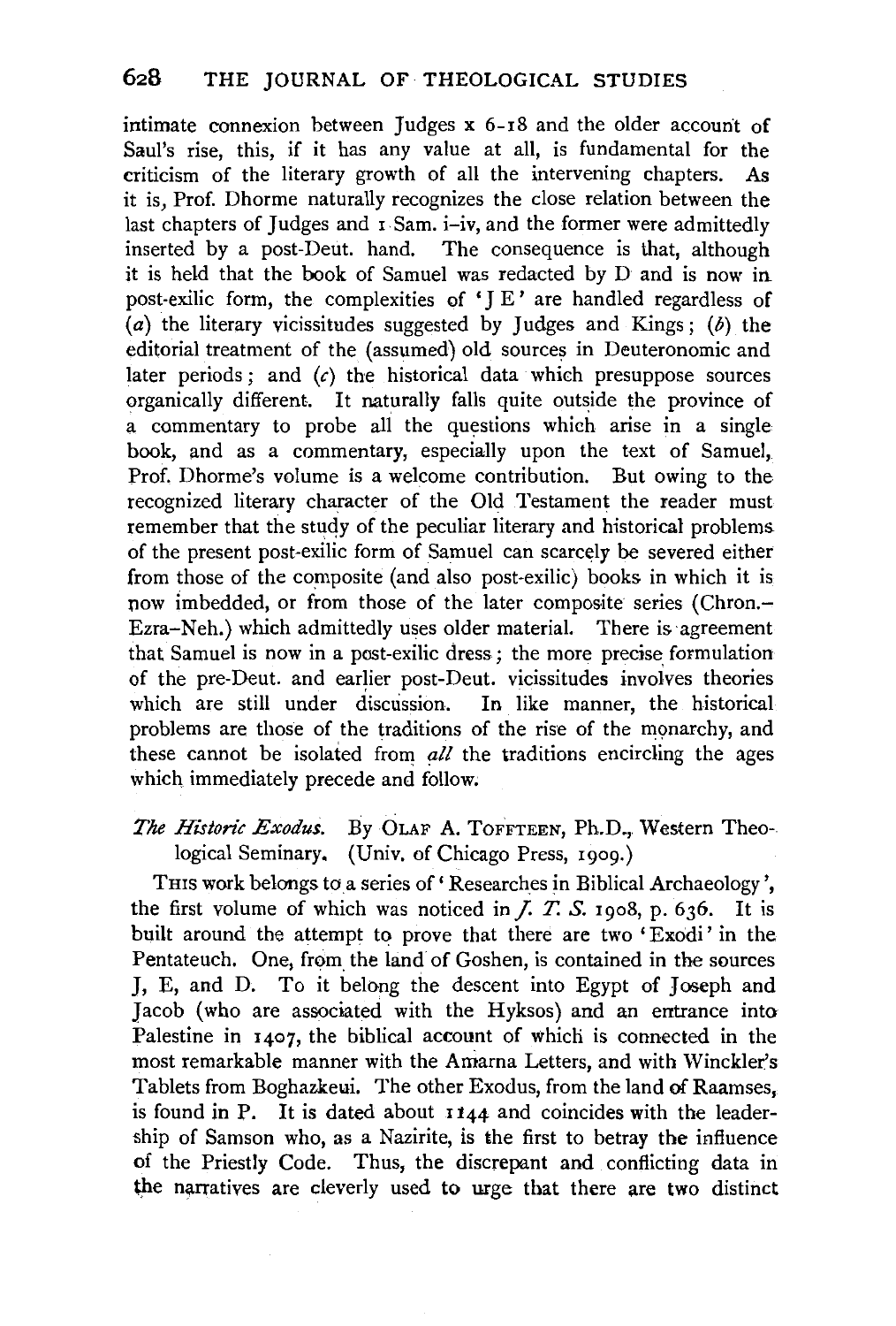intimate connexion between Judges x 6–18 and the older account of Saul's rise, this, if it has any value at all, is fundamental for the criticism of the literary growth of all the intervening chapters. As it is, Prof. Dhorme naturally recognizes the close relation between the last chapters of Judges and 1 Sam. i–iv, and the former were admittedly inserted by a post-Deut. hand. The consequence is that, although it is held that the book of Samuel was redacted by D and is now in post-exilic form, the complexities of 'J E' are handled regardless of (*a*) the literary vicissitudes suggested by Judges and Kings; (*b*) the editorial treatment of the (assumed) old sources in Deuteronomic and later periods; and (*c*) the historical data which presuppose sources organically different. It naturally falls quite outside the province of a commentary to probe all the questions which arise in a single book, and as a commentary, especially upon the text of Samuel, Prof. Dhorme's volume is a welcome contribution. But owing to the recognized literary character of the Old Testament the reader must remember that the study of the peculiar literary and historical problems of the present post-exilic form of Samuel can scarcely be severed either from those of the composite (and also post-exilic) books in which it is now imbedded, or from those of the later composite series (Chron.–Ezra–Neh.) which admittedly uses older material. There is agreement that Samuel is now in a post-exilic dress; the more precise formulation of the pre-Deut. and earlier post-Deut. vicissitudes involves theories which are still under discussion. In like manner, the historical problems are those of the traditions of the rise of the monarchy, and these cannot be isolated from *all* the traditions encircling the ages which immediately precede and follow.

*The Historic Exodus.* By OLAF A. TOFFTEEN, Ph.D., Western Theological Seminary. (Univ. of Chicago Press, 1909.)

THIS work belongs to a series of 'Researches in Biblical Archaeology', the first volume of which was noticed in *J. T. S.* 1908, p. 636. It is built around the attempt to prove that there are two 'Exodi' in the Pentateuch. One, from the land of Goshen, is contained in the sources J, E, and D. To it belong the descent into Egypt of Joseph and Jacob (who are associated with the Hyksos) and an entrance into Palestine in 1407, the biblical account of which is connected in the most remarkable manner with the Amarna Letters, and with Winckler's Tablets from Boghazkeui. The other Exodus, from the land of Raamses, is found in P. It is dated about 1144 and coincides with the leadership of Samson who, as a Nazirite, is the first to betray the influence of the Priestly Code. Thus, the discrepant and conflicting data in the narratives are cleverly used to urge that there are two distinct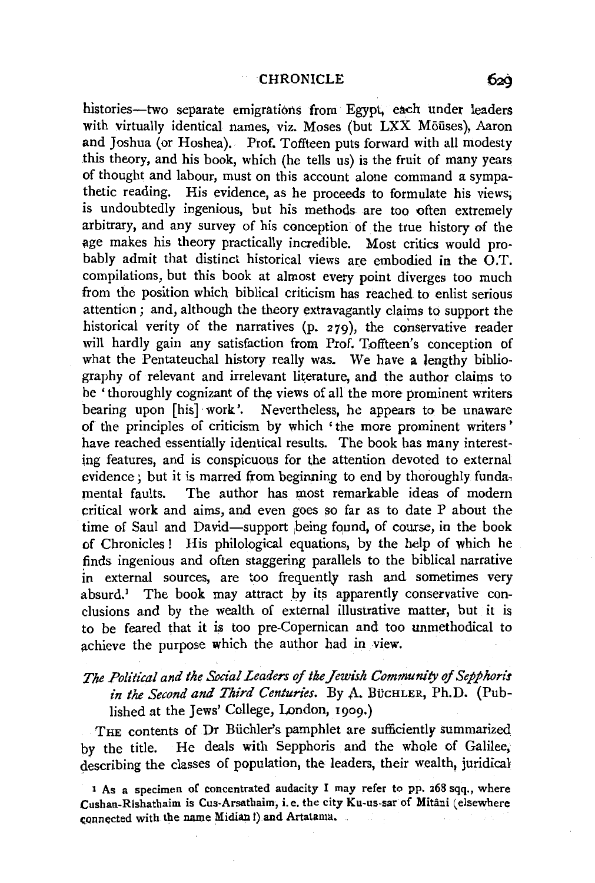histories—two separate emigrations from Egypt, each under leaders with virtually identical names, viz. Moses (but LXX Mōūses), Aaron and Joshua (or Hoshea). Prof. Toffteen puts forward with all modesty this theory, and his book, which (he tells us) is the fruit of many years of thought and labour, must on this account alone command a sympathetic reading. His evidence, as he proceeds to formulate his views, is undoubtedly ingenious, but his methods are too often extremely arbitrary, and any survey of his conception of the true history of the age makes his theory practically incredible. Most critics would probably admit that distinct historical views are embodied in the O.T. compilations, but this book at almost every point diverges too much from the position which biblical criticism has reached to enlist serious attention; and, although the theory extravagantly claims to support the historical verity of the narratives (p. 279), the conservative reader will hardly gain any satisfaction from Prof. Toffteen's conception of what the Pentateuchal history really was. We have a lengthy bibliography of relevant and irrelevant literature, and the author claims to be 'thoroughly cognizant of the views of all the more prominent writers bearing upon [his] work'. Nevertheless, he appears to be unaware of the principles of criticism by which 'the more prominent writers' have reached essentially identical results. The book has many interesting features, and is conspicuous for the attention devoted to external evidence; but it is marred from beginning to end by thoroughly fundamental faults. The author has most remarkable ideas of modern critical work and aims, and even goes so far as to date P about the time of Saul and David—support being found, of course, in the book of Chronicles! His philological equations, by the help of which he finds ingenious and often staggering parallels to the biblical narrative in external sources, are too frequently rash and sometimes very absurd.[1] The book may attract by its apparently conservative conclusions and by the wealth of external illustrative matter, but it is to be feared that it is too pre-Copernican and too unmethodical to achieve the purpose which the author had in view.

*The Political and the Social Leaders of the Jewish Community of Sepphoris in the Second and Third Centuries.* By A. Büchler, Ph.D. (Published at the Jews' College, London, 1909.)

The contents of Dr Büchler's pamphlet are sufficiently summarized by the title. He deals with Sepphoris and the whole of Galilee, describing the classes of population, the leaders, their wealth, juridical

[1] As a specimen of concentrated audacity I may refer to pp. 268 sqq., where Cushan-Rishathaim is Cus-Arsathaim, i.e. the city Ku-us-sar of Mitâni (elsewhere connected with the name Midian!) and Artatama.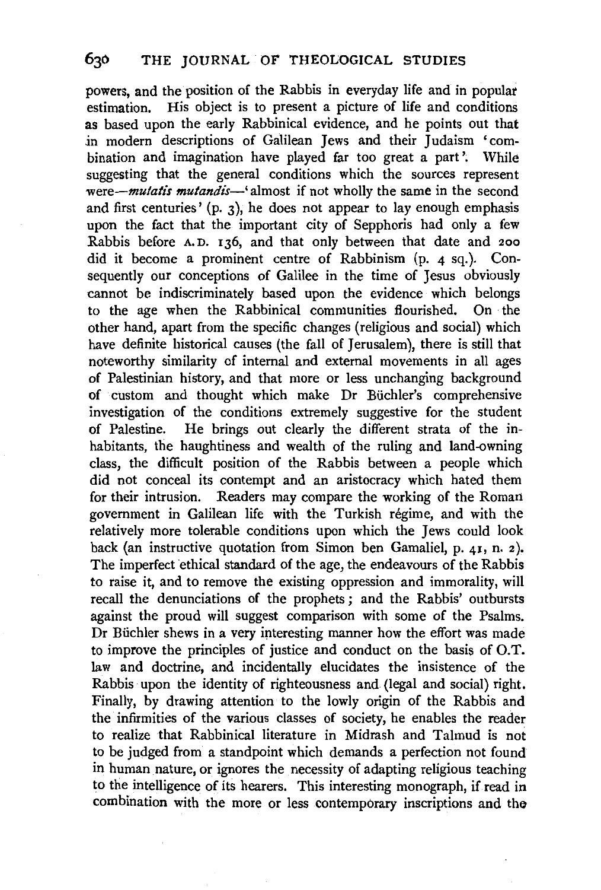powers, and the position of the Rabbis in everyday life and in popular estimation. His object is to present a picture of life and conditions as based upon the early Rabbinical evidence, and he points out that in modern descriptions of Galilean Jews and their Judaism 'combination and imagination have played far too great a part'. While suggesting that the general conditions which the sources represent were—*mutatis mutandis*—'almost if not wholly the same in the second and first centuries' (p. 3), he does not appear to lay enough emphasis upon the fact that the important city of Sepphoris had only a few Rabbis before A.D. 136, and that only between that date and 200 did it become a prominent centre of Rabbinism (p. 4 sq.). Consequently our conceptions of Galilee in the time of Jesus obviously cannot be indiscriminately based upon the evidence which belongs to the age when the Rabbinical communities flourished. On the other hand, apart from the specific changes (religious and social) which have definite historical causes (the fall of Jerusalem), there is still that noteworthy similarity of internal and external movements in all ages of Palestinian history, and that more or less unchanging background of custom and thought which make Dr Büchler's comprehensive investigation of the conditions extremely suggestive for the student of Palestine. He brings out clearly the different strata of the inhabitants, the haughtiness and wealth of the ruling and land-owning class, the difficult position of the Rabbis between a people which did not conceal its contempt and an aristocracy which hated them for their intrusion. Readers may compare the working of the Roman government in Galilean life with the Turkish régime, and with the relatively more tolerable conditions upon which the Jews could look back (an instructive quotation from Simon ben Gamaliel, p. 41, n. 2). The imperfect ethical standard of the age, the endeavours of the Rabbis to raise it, and to remove the existing oppression and immorality, will recall the denunciations of the prophets; and the Rabbis' outbursts against the proud will suggest comparison with some of the Psalms. Dr Büchler shews in a very interesting manner how the effort was made to improve the principles of justice and conduct on the basis of O.T. law and doctrine, and incidentally elucidates the insistence of the Rabbis upon the identity of righteousness and (legal and social) right. Finally, by drawing attention to the lowly origin of the Rabbis and the infirmities of the various classes of society, he enables the reader to realize that Rabbinical literature in Midrash and Talmud is not to be judged from a standpoint which demands a perfection not found in human nature, or ignores the necessity of adapting religious teaching to the intelligence of its hearers. This interesting monograph, if read in combination with the more or less contemporary inscriptions and the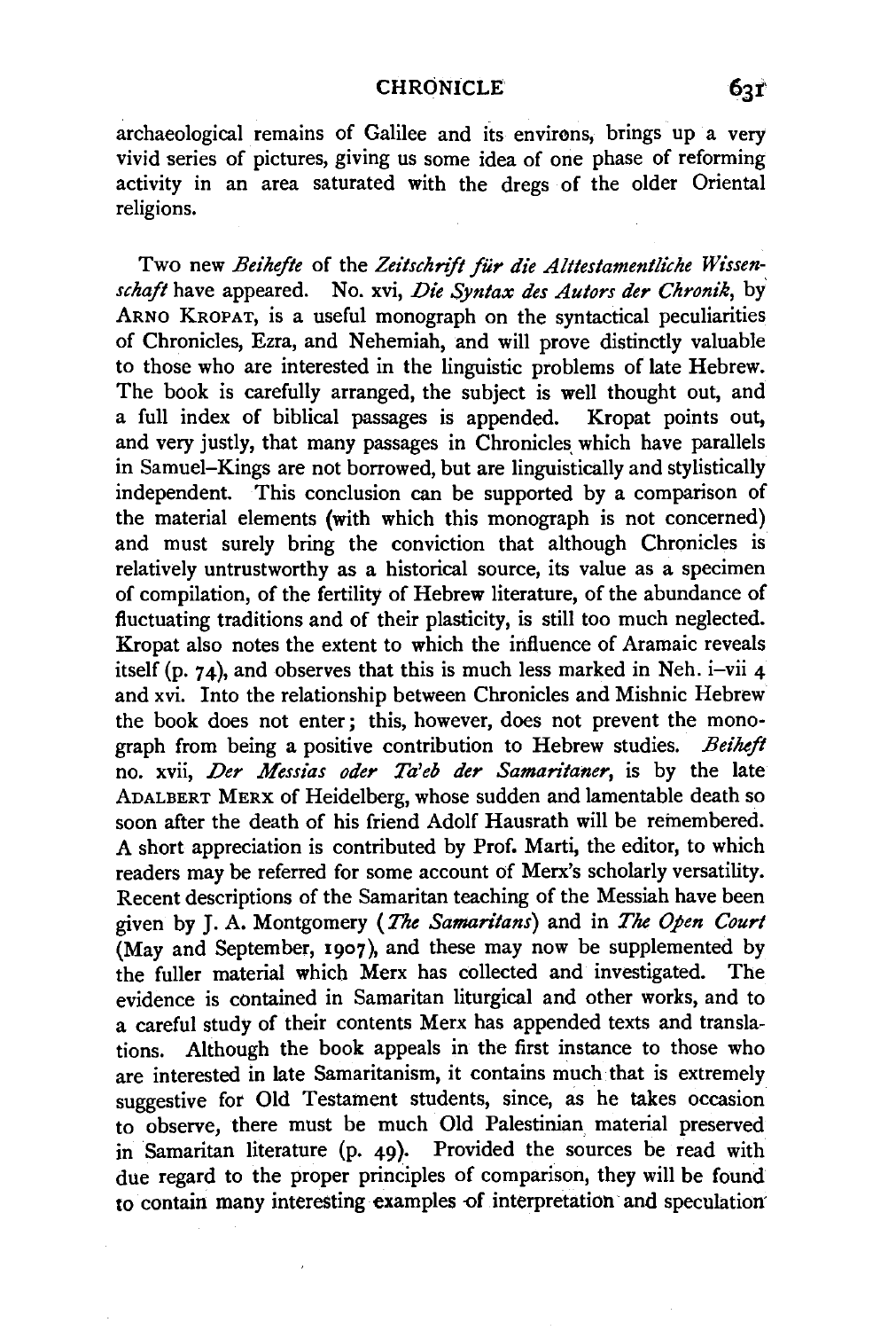archaeological remains of Galilee and its environs, brings up a very vivid series of pictures, giving us some idea of one phase of reforming activity in an area saturated with the dregs of the older Oriental religions.

Two new *Beihefte* of the *Zeitschrift für die Alttestamentliche Wissenschaft* have appeared. No. xvi, *Die Syntax des Autors der Chronik*, by ARNO KROPAT, is a useful monograph on the syntactical peculiarities of Chronicles, Ezra, and Nehemiah, and will prove distinctly valuable to those who are interested in the linguistic problems of late Hebrew. The book is carefully arranged, the subject is well thought out, and a full index of biblical passages is appended. Kropat points out, and very justly, that many passages in Chronicles which have parallels in Samuel–Kings are not borrowed, but are linguistically and stylistically independent. This conclusion can be supported by a comparison of the material elements (with which this monograph is not concerned) and must surely bring the conviction that although Chronicles is relatively untrustworthy as a historical source, its value as a specimen of compilation, of the fertility of Hebrew literature, of the abundance of fluctuating traditions and of their plasticity, is still too much neglected. Kropat also notes the extent to which the influence of Aramaic reveals itself (p. 74), and observes that this is much less marked in Neh. i–vii 4 and xvi. Into the relationship between Chronicles and Mishnic Hebrew the book does not enter; this, however, does not prevent the monograph from being a positive contribution to Hebrew studies. *Beiheft* no. xvii, *Der Messias oder Ta'eb der Samaritaner*, is by the late ADALBERT MERX of Heidelberg, whose sudden and lamentable death so soon after the death of his friend Adolf Hausrath will be remembered. A short appreciation is contributed by Prof. Marti, the editor, to which readers may be referred for some account of Merx's scholarly versatility. Recent descriptions of the Samaritan teaching of the Messiah have been given by J. A. Montgomery (*The Samaritans*) and in *The Open Court* (May and September, 1907), and these may now be supplemented by the fuller material which Merx has collected and investigated. The evidence is contained in Samaritan liturgical and other works, and to a careful study of their contents Merx has appended texts and translations. Although the book appeals in the first instance to those who are interested in late Samaritanism, it contains much that is extremely suggestive for Old Testament students, since, as he takes occasion to observe, there must be much Old Palestinian material preserved in Samaritan literature (p. 49). Provided the sources be read with due regard to the proper principles of comparison, they will be found to contain many interesting examples of interpretation and speculation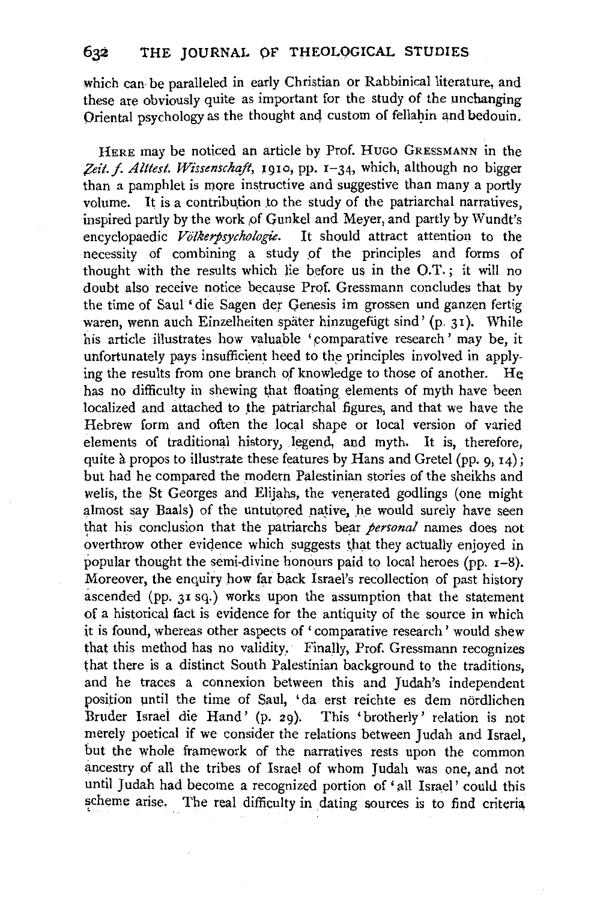which can be paralleled in early Christian or Rabbinical literature, and these are obviously quite as important for the study of the unchanging Oriental psychology as the thought and custom of fellaḥin and bedouin.

HERE may be noticed an article by Prof. HUGO GRESSMANN in the *Zeit. f. Alttest. Wissenschaft*, 1910, pp. 1–34, which, although no bigger than a pamphlet is more instructive and suggestive than many a portly volume. It is a contribution to the study of the patriarchal narratives, inspired partly by the work of Gunkel and Meyer, and partly by Wundt's encyclopaedic *Völkerpsychologie*. It should attract attention to the necessity of combining a study of the principles and forms of thought with the results which lie before us in the O.T.; it will no doubt also receive notice because Prof. Gressmann concludes that by the time of Saul 'die Sagen der Genesis im grossen und ganzen fertig waren, wenn auch Einzelheiten später hinzugefügt sind' (p. 31). While his article illustrates how valuable 'comparative research' may be, it unfortunately pays insufficient heed to the principles involved in applying the results from one branch of knowledge to those of another. He has no difficulty in shewing that floating elements of myth have been localized and attached to the patriarchal figures, and that we have the Hebrew form and often the local shape or local version of varied elements of traditional history, legend, and myth. It is, therefore, quite à propos to illustrate these features by Hans and Gretel (pp. 9, 14); but had he compared the modern Palestinian stories of the sheikhs and welis, the St Georges and Elijahs, the venerated godlings (one might almost say Baals) of the untutored native, he would surely have seen that his conclusion that the patriarchs bear *personal* names does not overthrow other evidence which suggests that they actually enjoyed in popular thought the semi-divine honours paid to local heroes (pp. 1–8). Moreover, the enquiry how far back Israel's recollection of past history ascended (pp. 31 sq.) works upon the assumption that the statement of a historical fact is evidence for the antiquity of the source in which it is found, whereas other aspects of 'comparative research' would shew that this method has no validity. Finally, Prof. Gressmann recognizes that there is a distinct South Palestinian background to the traditions, and he traces a connexion between this and Judah's independent position until the time of Saul, 'da erst reichte es dem nördlichen Bruder Israel die Hand' (p. 29). This 'brotherly' relation is not merely poetical if we consider the relations between Judah and Israel, but the whole framework of the narratives rests upon the common ancestry of all the tribes of Israel of whom Judah was one, and not until Judah had become a recognized portion of 'all Israel' could this scheme arise. The real difficulty in dating sources is to find criteria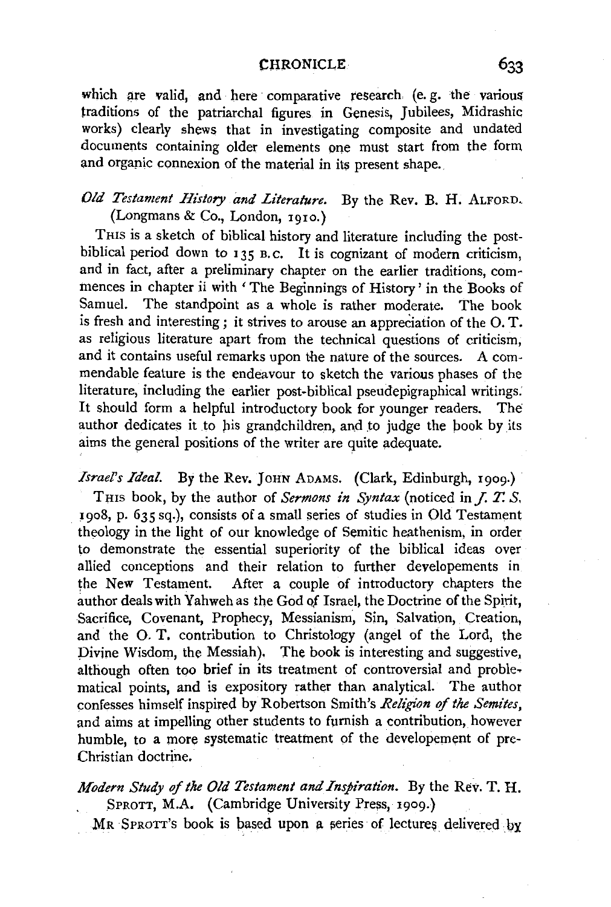which are valid, and here comparative research (e. g. the various traditions of the patriarchal figures in Genesis, Jubilees, Midrashic works) clearly shews that in investigating composite and undated documents containing older elements one must start from the form and organic connexion of the material in its present shape.

*Old Testament History and Literature.* By the Rev. B. H. ALFORD. (Longmans & Co., London, 1910.)

THIS is a sketch of biblical history and literature including the post-biblical period down to 135 B.C. It is cognizant of modern criticism, and in fact, after a preliminary chapter on the earlier traditions, commences in chapter ii with 'The Beginnings of History' in the Books of Samuel. The standpoint as a whole is rather moderate. The book is fresh and interesting; it strives to arouse an appreciation of the O. T. as religious literature apart from the technical questions of criticism, and it contains useful remarks upon the nature of the sources. A commendable feature is the endeavour to sketch the various phases of the literature, including the earlier post-biblical pseudepigraphical writings. It should form a helpful introductory book for younger readers. The author dedicates it to his grandchildren, and to judge the book by its aims the general positions of the writer are quite adequate.

*Israel's Ideal.* By the Rev. JOHN ADAMS. (Clark, Edinburgh, 1909.)

THIS book, by the author of *Sermons in Syntax* (noticed in *J. T. S.* 1908, p. 635 sq.), consists of a small series of studies in Old Testament theology in the light of our knowledge of Semitic heathenism, in order to demonstrate the essential superiority of the biblical ideas over allied conceptions and their relation to further developements in the New Testament. After a couple of introductory chapters the author deals with Yahweh as the God of Israel, the Doctrine of the Spirit, Sacrifice, Covenant, Prophecy, Messianism, Sin, Salvation, Creation, and the O. T. contribution to Christology (angel of the Lord, the Divine Wisdom, the Messiah). The book is interesting and suggestive, although often too brief in its treatment of controversial and problematical points, and is expository rather than analytical. The author confesses himself inspired by Robertson Smith's *Religion of the Semites*, and aims at impelling other students to furnish a contribution, however humble, to a more systematic treatment of the developement of pre-Christian doctrine.

*Modern Study of the Old Testament and Inspiration.* By the Rev. T. H. SPROTT, M.A. (Cambridge University Press, 1909.)

MR SPROTT's book is based upon a series of lectures delivered by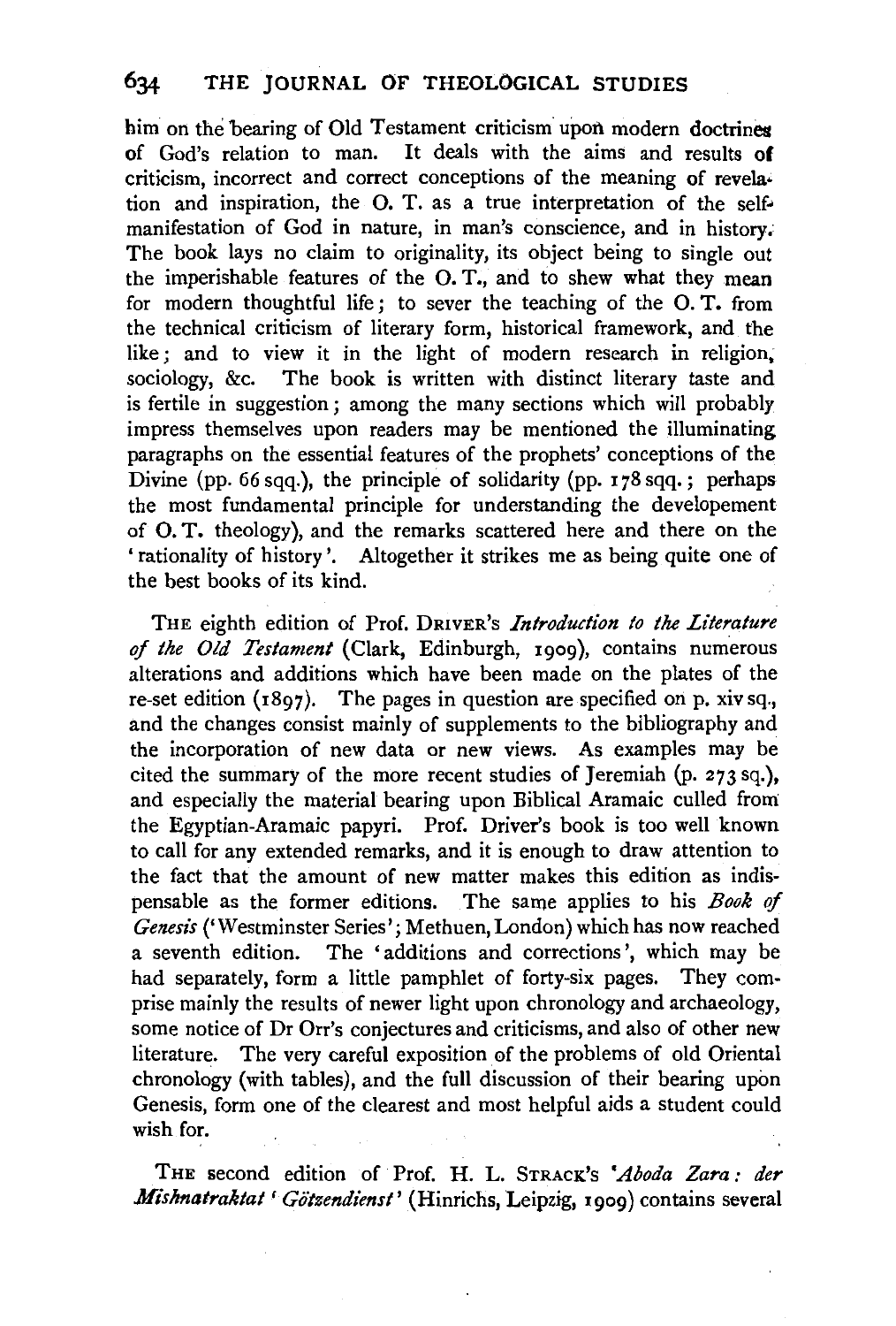him on the bearing of Old Testament criticism upon modern doctrines of God's relation to man. It deals with the aims and results of criticism, incorrect and correct conceptions of the meaning of revelation and inspiration, the O. T. as a true interpretation of the self-manifestation of God in nature, in man's conscience, and in history. The book lays no claim to originality, its object being to single out the imperishable features of the O. T., and to shew what they mean for modern thoughtful life; to sever the teaching of the O. T. from the technical criticism of literary form, historical framework, and the like; and to view it in the light of modern research in religion, sociology, &c. The book is written with distinct literary taste and is fertile in suggestion; among the many sections which will probably impress themselves upon readers may be mentioned the illuminating paragraphs on the essential features of the prophets' conceptions of the Divine (pp. 66 sqq.), the principle of solidarity (pp. 178 sqq.; perhaps the most fundamental principle for understanding the developement of O. T. theology), and the remarks scattered here and there on the 'rationality of history'. Altogether it strikes me as being quite one of the best books of its kind.

THE eighth edition of Prof. DRIVER's *Introduction to the Literature of the Old Testament* (Clark, Edinburgh, 1909), contains numerous alterations and additions which have been made on the plates of the re-set edition (1897). The pages in question are specified on p. xiv sq., and the changes consist mainly of supplements to the bibliography and the incorporation of new data or new views. As examples may be cited the summary of the more recent studies of Jeremiah (p. 273 sq.), and especially the material bearing upon Biblical Aramaic culled from the Egyptian-Aramaic papyri. Prof. Driver's book is too well known to call for any extended remarks, and it is enough to draw attention to the fact that the amount of new matter makes this edition as indispensable as the former editions. The same applies to his *Book of Genesis* ('Westminster Series'; Methuen, London) which has now reached a seventh edition. The 'additions and corrections', which may be had separately, form a little pamphlet of forty-six pages. They comprise mainly the results of newer light upon chronology and archaeology, some notice of Dr Orr's conjectures and criticisms, and also of other new literature. The very careful exposition of the problems of old Oriental chronology (with tables), and the full discussion of their bearing upon Genesis, form one of the clearest and most helpful aids a student could wish for.

THE second edition of Prof. H. L. STRACK's *'Aboda Zara: der Mishnatraktat 'Götzendienst'* (Hinrichs, Leipzig, 1909) contains several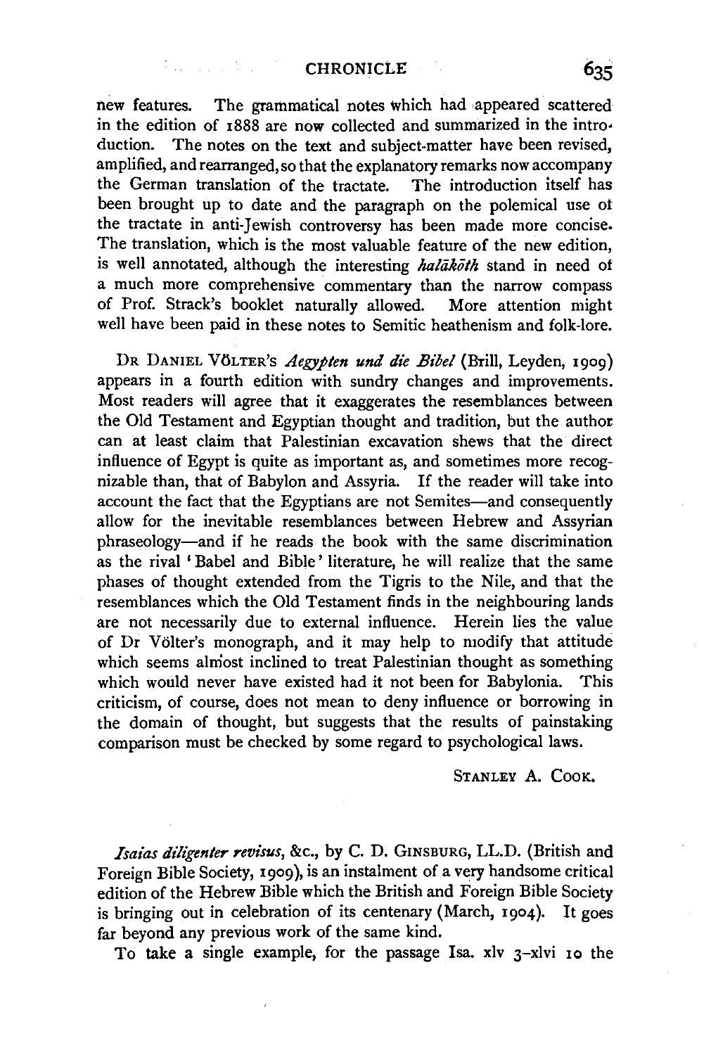new features. The grammatical notes which had appeared scattered in the edition of 1888 are now collected and summarized in the introduction. The notes on the text and subject-matter have been revised, amplified, and rearranged, so that the explanatory remarks now accompany the German translation of the tractate. The introduction itself has been brought up to date and the paragraph on the polemical use of the tractate in anti-Jewish controversy has been made more concise. The translation, which is the most valuable feature of the new edition, is well annotated, although the interesting *halākōth* stand in need of a much more comprehensive commentary than the narrow compass of Prof. Strack's booklet naturally allowed. More attention might well have been paid in these notes to Semitic heathenism and folk-lore.

DR DANIEL VÖLTER'S *Aegypten und die Bibel* (Brill, Leyden, 1909) appears in a fourth edition with sundry changes and improvements. Most readers will agree that it exaggerates the resemblances between the Old Testament and Egyptian thought and tradition, but the author can at least claim that Palestinian excavation shews that the direct influence of Egypt is quite as important as, and sometimes more recognizable than, that of Babylon and Assyria. If the reader will take into account the fact that the Egyptians are not Semites—and consequently allow for the inevitable resemblances between Hebrew and Assyrian phraseology—and if he reads the book with the same discrimination as the rival 'Babel and Bible' literature, he will realize that the same phases of thought extended from the Tigris to the Nile, and that the resemblances which the Old Testament finds in the neighbouring lands are not necessarily due to external influence. Herein lies the value of Dr Völter's monograph, and it may help to modify that attitude which seems almost inclined to treat Palestinian thought as something which would never have existed had it not been for Babylonia. This criticism, of course, does not mean to deny influence or borrowing in the domain of thought, but suggests that the results of painstaking comparison must be checked by some regard to psychological laws.

STANLEY A. COOK.

*Isaias diligenter revisus*, &c., by C. D. GINSBURG, LL.D. (British and Foreign Bible Society, 1909), is an instalment of a very handsome critical edition of the Hebrew Bible which the British and Foreign Bible Society is bringing out in celebration of its centenary (March, 1904). It goes far beyond any previous work of the same kind.

To take a single example, for the passage Isa. xlv 3–xlvi 10 the